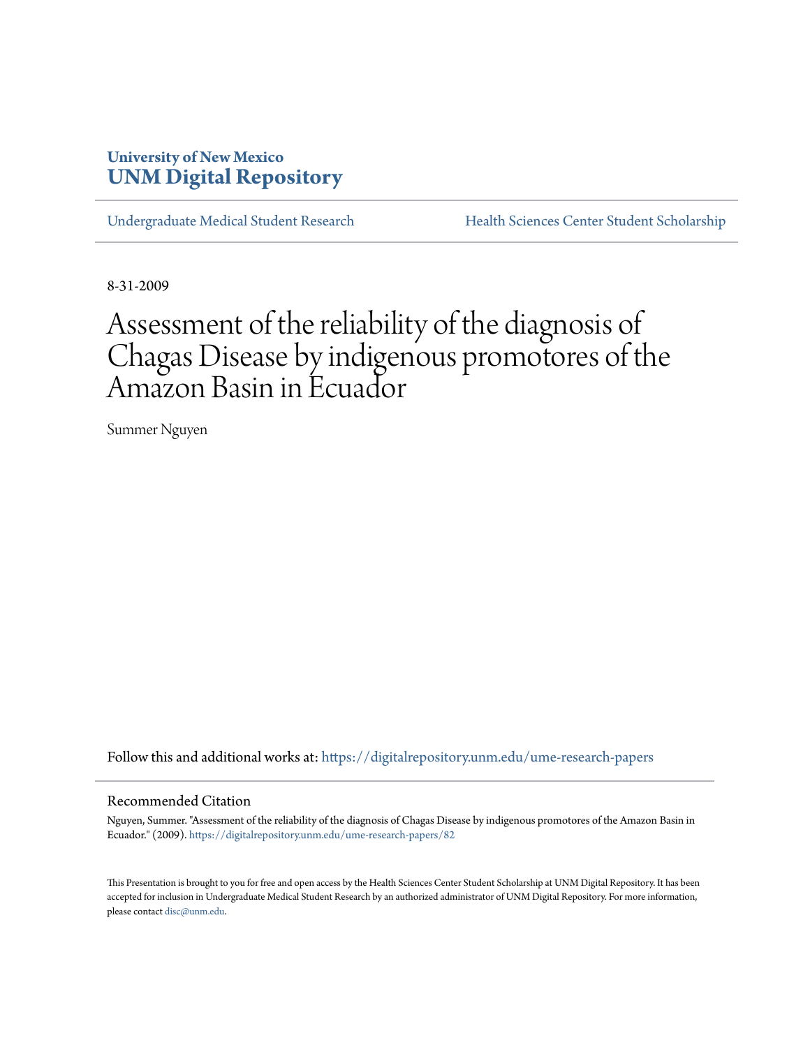University of New Mexico
**UNM Digital Repository**

Undergraduate Medical Student Research | Health Sciences Center Student Scholarship

8-31-2009

# Assessment of the reliability of the diagnosis of Chagas Disease by indigenous promotores of the Amazon Basin in Ecuador

Summer Nguyen

Follow this and additional works at: https://digitalrepository.unm.edu/ume-research-papers

## Recommended Citation

Nguyen, Summer. "Assessment of the reliability of the diagnosis of Chagas Disease by indigenous promotores of the Amazon Basin in Ecuador." (2009). https://digitalrepository.unm.edu/ume-research-papers/82

This Presentation is brought to you for free and open access by the Health Sciences Center Student Scholarship at UNM Digital Repository. It has been accepted for inclusion in Undergraduate Medical Student Research by an authorized administrator of UNM Digital Repository. For more information, please contact disc@unm.edu.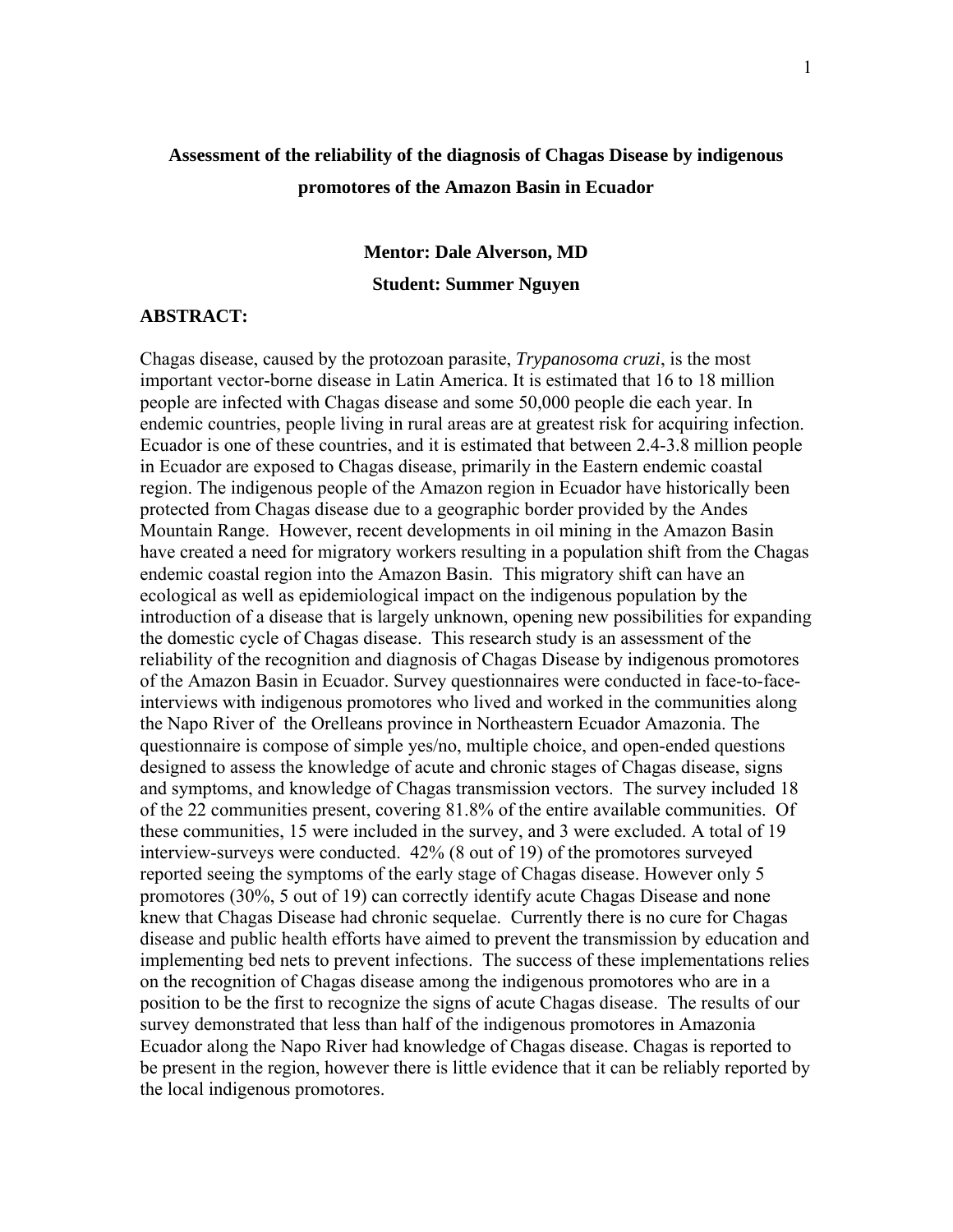# Assessment of the reliability of the diagnosis of Chagas Disease by indigenous promotores of the Amazon Basin in Ecuador

**Mentor: Dale Alverson, MD**

**Student: Summer Nguyen**

## ABSTRACT:

Chagas disease, caused by the protozoan parasite, *Trypanosoma cruzi*, is the most important vector-borne disease in Latin America. It is estimated that 16 to 18 million people are infected with Chagas disease and some 50,000 people die each year. In endemic countries, people living in rural areas are at greatest risk for acquiring infection. Ecuador is one of these countries, and it is estimated that between 2.4-3.8 million people in Ecuador are exposed to Chagas disease, primarily in the Eastern endemic coastal region. The indigenous people of the Amazon region in Ecuador have historically been protected from Chagas disease due to a geographic border provided by the Andes Mountain Range. However, recent developments in oil mining in the Amazon Basin have created a need for migratory workers resulting in a population shift from the Chagas endemic coastal region into the Amazon Basin. This migratory shift can have an ecological as well as epidemiological impact on the indigenous population by the introduction of a disease that is largely unknown, opening new possibilities for expanding the domestic cycle of Chagas disease. This research study is an assessment of the reliability of the recognition and diagnosis of Chagas Disease by indigenous promotores of the Amazon Basin in Ecuador. Survey questionnaires were conducted in face-to-face-interviews with indigenous promotores who lived and worked in the communities along the Napo River of the Orelleans province in Northeastern Ecuador Amazonia. The questionnaire is compose of simple yes/no, multiple choice, and open-ended questions designed to assess the knowledge of acute and chronic stages of Chagas disease, signs and symptoms, and knowledge of Chagas transmission vectors. The survey included 18 of the 22 communities present, covering 81.8% of the entire available communities. Of these communities, 15 were included in the survey, and 3 were excluded. A total of 19 interview-surveys were conducted. 42% (8 out of 19) of the promotores surveyed reported seeing the symptoms of the early stage of Chagas disease. However only 5 promotores (30%, 5 out of 19) can correctly identify acute Chagas Disease and none knew that Chagas Disease had chronic sequelae. Currently there is no cure for Chagas disease and public health efforts have aimed to prevent the transmission by education and implementing bed nets to prevent infections. The success of these implementations relies on the recognition of Chagas disease among the indigenous promotores who are in a position to be the first to recognize the signs of acute Chagas disease. The results of our survey demonstrated that less than half of the indigenous promotores in Amazonia Ecuador along the Napo River had knowledge of Chagas disease. Chagas is reported to be present in the region, however there is little evidence that it can be reliably reported by the local indigenous promotores.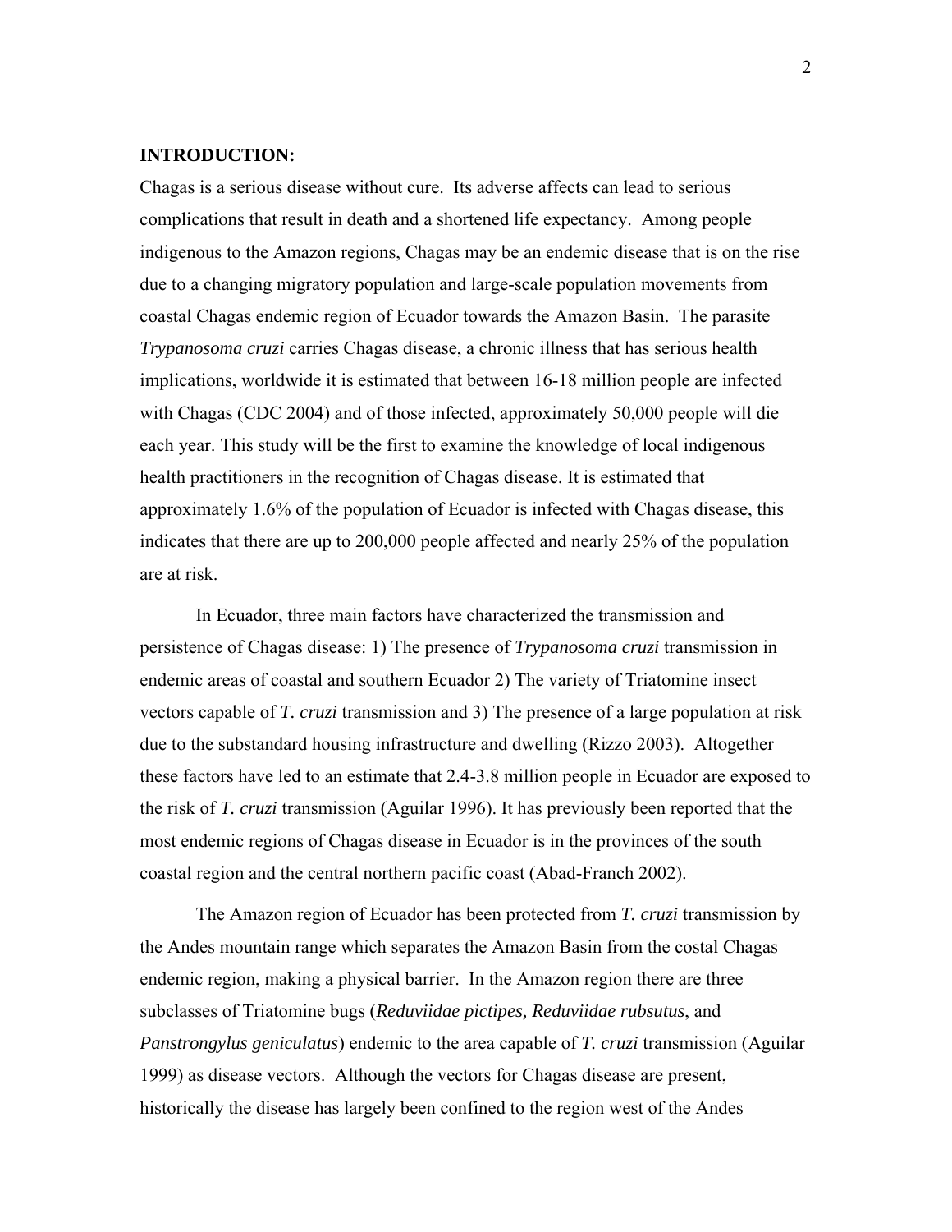**INTRODUCTION:**

Chagas is a serious disease without cure. Its adverse affects can lead to serious complications that result in death and a shortened life expectancy. Among people indigenous to the Amazon regions, Chagas may be an endemic disease that is on the rise due to a changing migratory population and large-scale population movements from coastal Chagas endemic region of Ecuador towards the Amazon Basin. The parasite *Trypanosoma cruzi* carries Chagas disease, a chronic illness that has serious health implications, worldwide it is estimated that between 16-18 million people are infected with Chagas (CDC 2004) and of those infected, approximately 50,000 people will die each year. This study will be the first to examine the knowledge of local indigenous health practitioners in the recognition of Chagas disease. It is estimated that approximately 1.6% of the population of Ecuador is infected with Chagas disease, this indicates that there are up to 200,000 people affected and nearly 25% of the population are at risk.

In Ecuador, three main factors have characterized the transmission and persistence of Chagas disease: 1) The presence of *Trypanosoma cruzi* transmission in endemic areas of coastal and southern Ecuador 2) The variety of Triatomine insect vectors capable of *T. cruzi* transmission and 3) The presence of a large population at risk due to the substandard housing infrastructure and dwelling (Rizzo 2003). Altogether these factors have led to an estimate that 2.4-3.8 million people in Ecuador are exposed to the risk of *T. cruzi* transmission (Aguilar 1996). It has previously been reported that the most endemic regions of Chagas disease in Ecuador is in the provinces of the south coastal region and the central northern pacific coast (Abad-Franch 2002).

The Amazon region of Ecuador has been protected from *T. cruzi* transmission by the Andes mountain range which separates the Amazon Basin from the costal Chagas endemic region, making a physical barrier. In the Amazon region there are three subclasses of Triatomine bugs (***Reduviidae pictipes, Reduviidae rubsutus***, and *Panstrongylus geniculatus*) endemic to the area capable of *T. cruzi* transmission (Aguilar 1999) as disease vectors. Although the vectors for Chagas disease are present, historically the disease has largely been confined to the region west of the Andes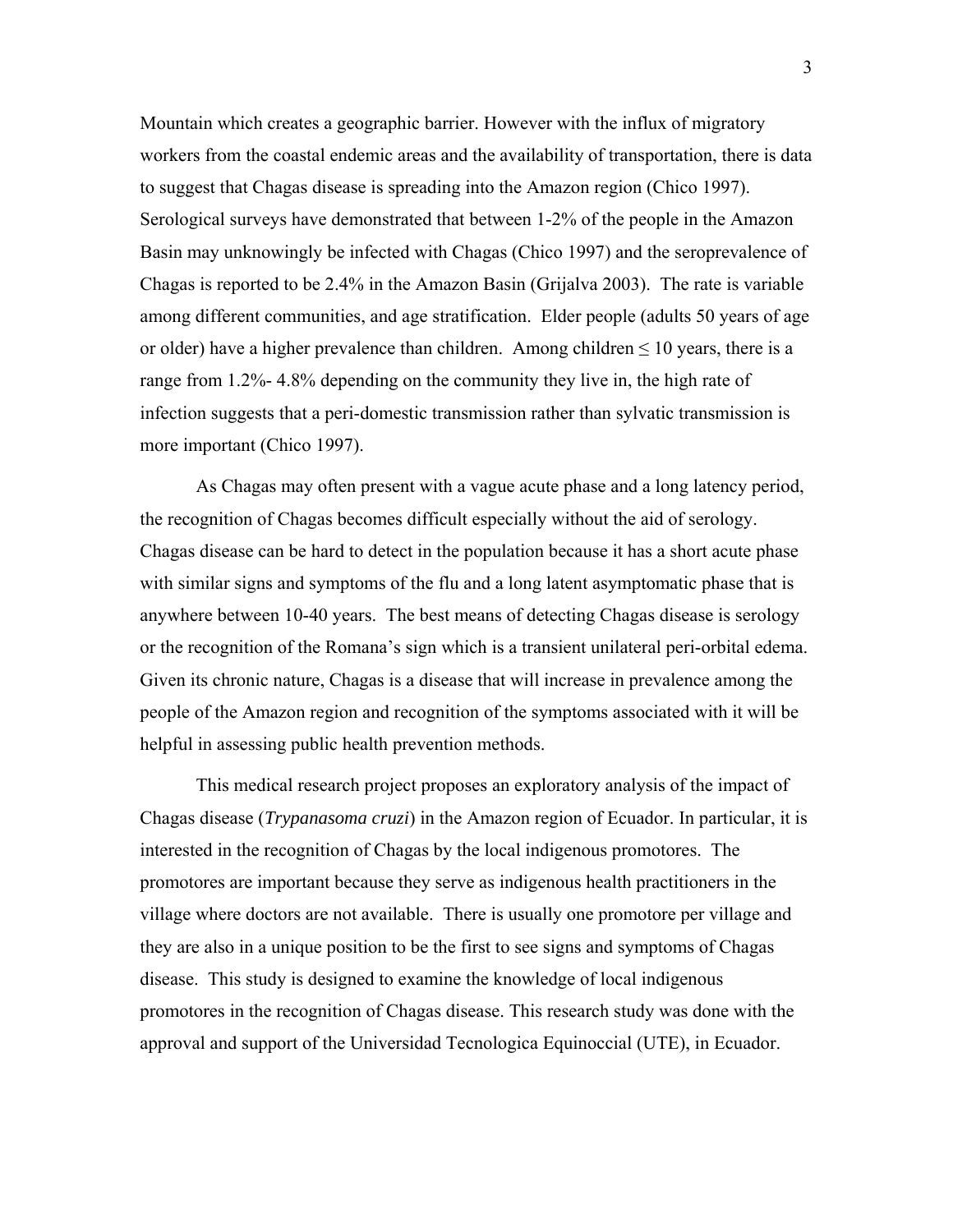Mountain which creates a geographic barrier. However with the influx of migratory workers from the coastal endemic areas and the availability of transportation, there is data to suggest that Chagas disease is spreading into the Amazon region (Chico 1997). Serological surveys have demonstrated that between 1-2% of the people in the Amazon Basin may unknowingly be infected with Chagas (Chico 1997) and the seroprevalence of Chagas is reported to be 2.4% in the Amazon Basin (Grijalva 2003). The rate is variable among different communities, and age stratification. Elder people (adults 50 years of age or older) have a higher prevalence than children. Among children ≤ 10 years, there is a range from 1.2%- 4.8% depending on the community they live in, the high rate of infection suggests that a peri-domestic transmission rather than sylvatic transmission is more important (Chico 1997).

As Chagas may often present with a vague acute phase and a long latency period, the recognition of Chagas becomes difficult especially without the aid of serology. Chagas disease can be hard to detect in the population because it has a short acute phase with similar signs and symptoms of the flu and a long latent asymptomatic phase that is anywhere between 10-40 years. The best means of detecting Chagas disease is serology or the recognition of the Romana's sign which is a transient unilateral peri-orbital edema. Given its chronic nature, Chagas is a disease that will increase in prevalence among the people of the Amazon region and recognition of the symptoms associated with it will be helpful in assessing public health prevention methods.

This medical research project proposes an exploratory analysis of the impact of Chagas disease (*Trypanasoma cruzi*) in the Amazon region of Ecuador. In particular, it is interested in the recognition of Chagas by the local indigenous promotores. The promotores are important because they serve as indigenous health practitioners in the village where doctors are not available. There is usually one promotore per village and they are also in a unique position to be the first to see signs and symptoms of Chagas disease. This study is designed to examine the knowledge of local indigenous promotores in the recognition of Chagas disease. This research study was done with the approval and support of the Universidad Tecnologica Equinoccial (UTE), in Ecuador.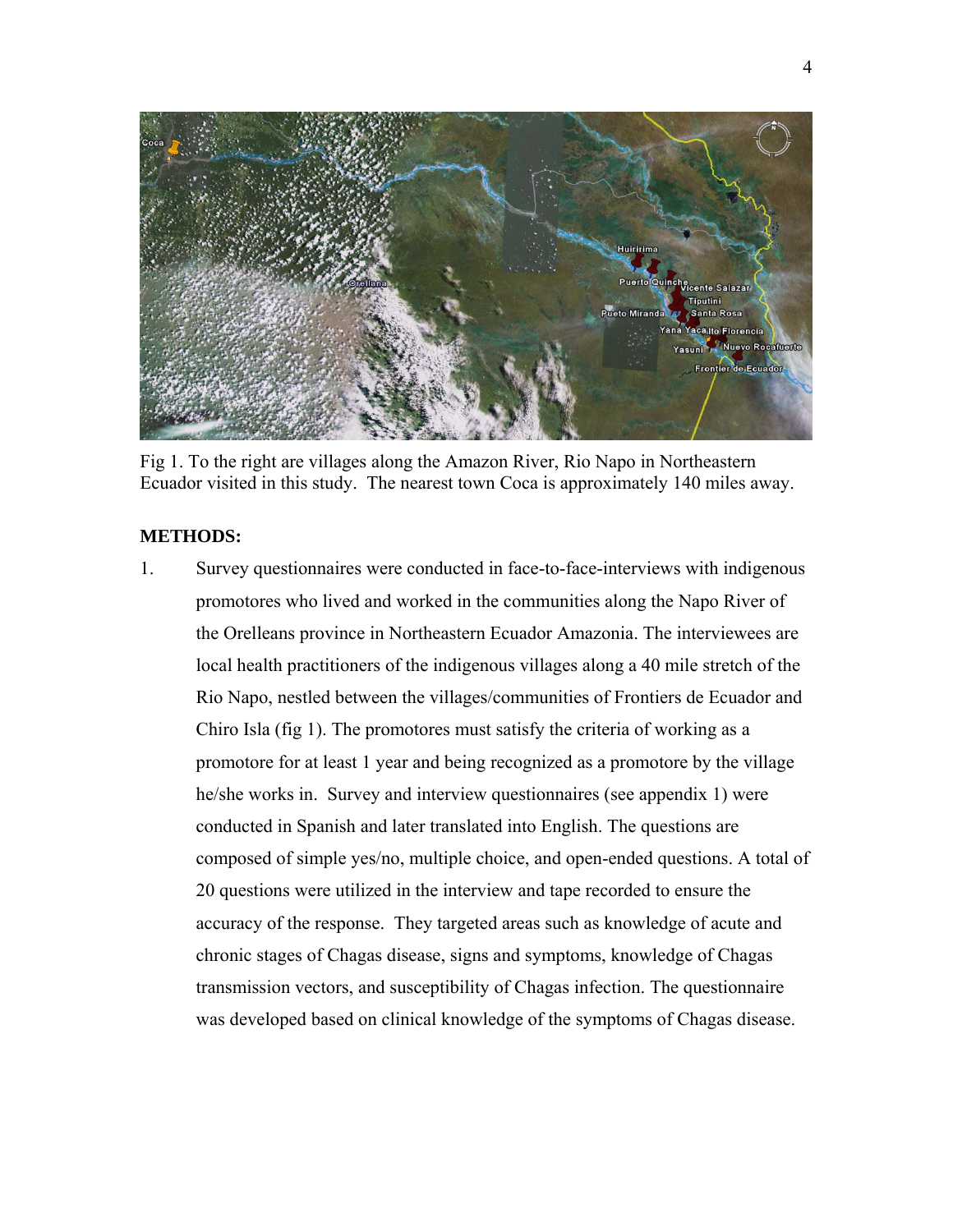Fig 1. To the right are villages along the Amazon River, Rio Napo in Northeastern Ecuador visited in this study. The nearest town Coca is approximately 140 miles away.

**METHODS:**

1. Survey questionnaires were conducted in face-to-face-interviews with indigenous promotores who lived and worked in the communities along the Napo River of the Orelleans province in Northeastern Ecuador Amazonia. The interviewees are local health practitioners of the indigenous villages along a 40 mile stretch of the Rio Napo, nestled between the villages/communities of Frontiers de Ecuador and Chiro Isla (fig 1). The promotores must satisfy the criteria of working as a promotore for at least 1 year and being recognized as a promotore by the village he/she works in. Survey and interview questionnaires (see appendix 1) were conducted in Spanish and later translated into English. The questions are composed of simple yes/no, multiple choice, and open-ended questions. A total of 20 questions were utilized in the interview and tape recorded to ensure the accuracy of the response. They targeted areas such as knowledge of acute and chronic stages of Chagas disease, signs and symptoms, knowledge of Chagas transmission vectors, and susceptibility of Chagas infection. The questionnaire was developed based on clinical knowledge of the symptoms of Chagas disease.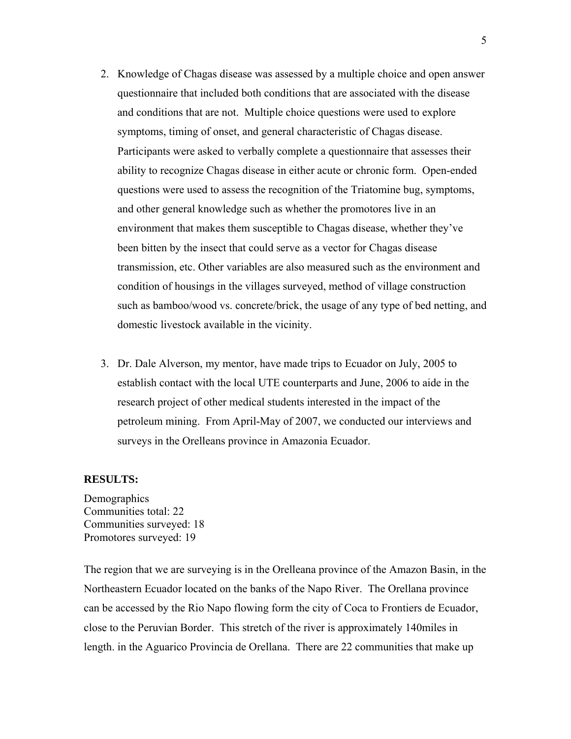2. Knowledge of Chagas disease was assessed by a multiple choice and open answer questionnaire that included both conditions that are associated with the disease and conditions that are not. Multiple choice questions were used to explore symptoms, timing of onset, and general characteristic of Chagas disease. Participants were asked to verbally complete a questionnaire that assesses their ability to recognize Chagas disease in either acute or chronic form. Open-ended questions were used to assess the recognition of the Triatomine bug, symptoms, and other general knowledge such as whether the promotores live in an environment that makes them susceptible to Chagas disease, whether they've been bitten by the insect that could serve as a vector for Chagas disease transmission, etc. Other variables are also measured such as the environment and condition of housings in the villages surveyed, method of village construction such as bamboo/wood vs. concrete/brick, the usage of any type of bed netting, and domestic livestock available in the vicinity.

3. Dr. Dale Alverson, my mentor, have made trips to Ecuador on July, 2005 to establish contact with the local UTE counterparts and June, 2006 to aide in the research project of other medical students interested in the impact of the petroleum mining. From April-May of 2007, we conducted our interviews and surveys in the Orelleans province in Amazonia Ecuador.

**RESULTS:**

Demographics
Communities total: 22
Communities surveyed: 18
Promotores surveyed: 19

The region that we are surveying is in the Orelleana province of the Amazon Basin, in the Northeastern Ecuador located on the banks of the Napo River. The Orellana province can be accessed by the Rio Napo flowing form the city of Coca to Frontiers de Ecuador, close to the Peruvian Border. This stretch of the river is approximately 140miles in length. in the Aguarico Provincia de Orellana. There are 22 communities that make up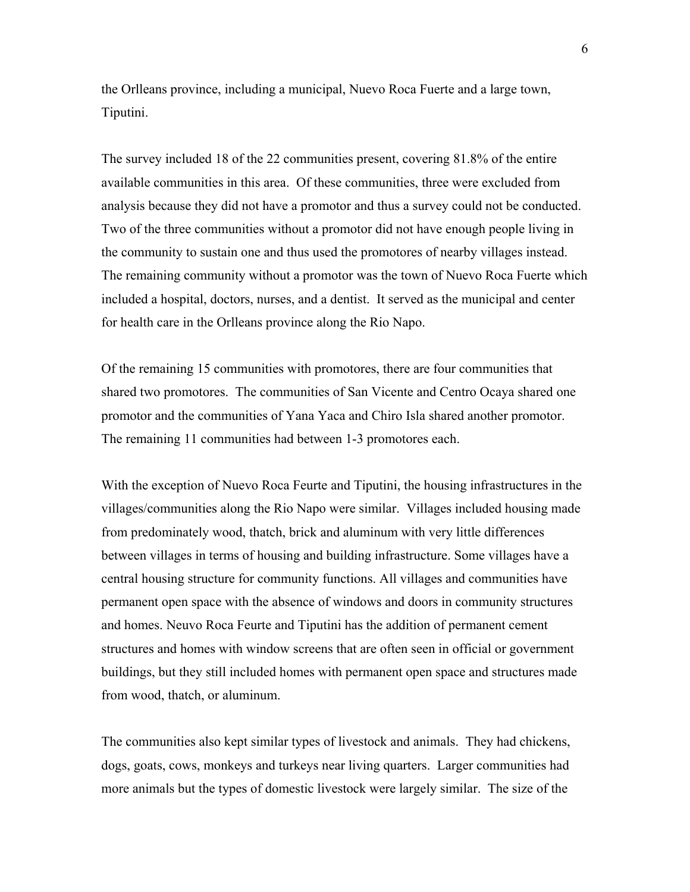the Orlleans province, including a municipal, Nuevo Roca Fuerte and a large town, Tiputini.

The survey included 18 of the 22 communities present, covering 81.8% of the entire available communities in this area. Of these communities, three were excluded from analysis because they did not have a promotor and thus a survey could not be conducted. Two of the three communities without a promotor did not have enough people living in the community to sustain one and thus used the promotores of nearby villages instead. The remaining community without a promotor was the town of Nuevo Roca Fuerte which included a hospital, doctors, nurses, and a dentist. It served as the municipal and center for health care in the Orlleans province along the Rio Napo.

Of the remaining 15 communities with promotores, there are four communities that shared two promotores. The communities of San Vicente and Centro Ocaya shared one promotor and the communities of Yana Yaca and Chiro Isla shared another promotor. The remaining 11 communities had between 1-3 promotores each.

With the exception of Nuevo Roca Feurte and Tiputini, the housing infrastructures in the villages/communities along the Rio Napo were similar. Villages included housing made from predominately wood, thatch, brick and aluminum with very little differences between villages in terms of housing and building infrastructure. Some villages have a central housing structure for community functions. All villages and communities have permanent open space with the absence of windows and doors in community structures and homes. Neuvo Roca Feurte and Tiputini has the addition of permanent cement structures and homes with window screens that are often seen in official or government buildings, but they still included homes with permanent open space and structures made from wood, thatch, or aluminum.

The communities also kept similar types of livestock and animals. They had chickens, dogs, goats, cows, monkeys and turkeys near living quarters. Larger communities had more animals but the types of domestic livestock were largely similar. The size of the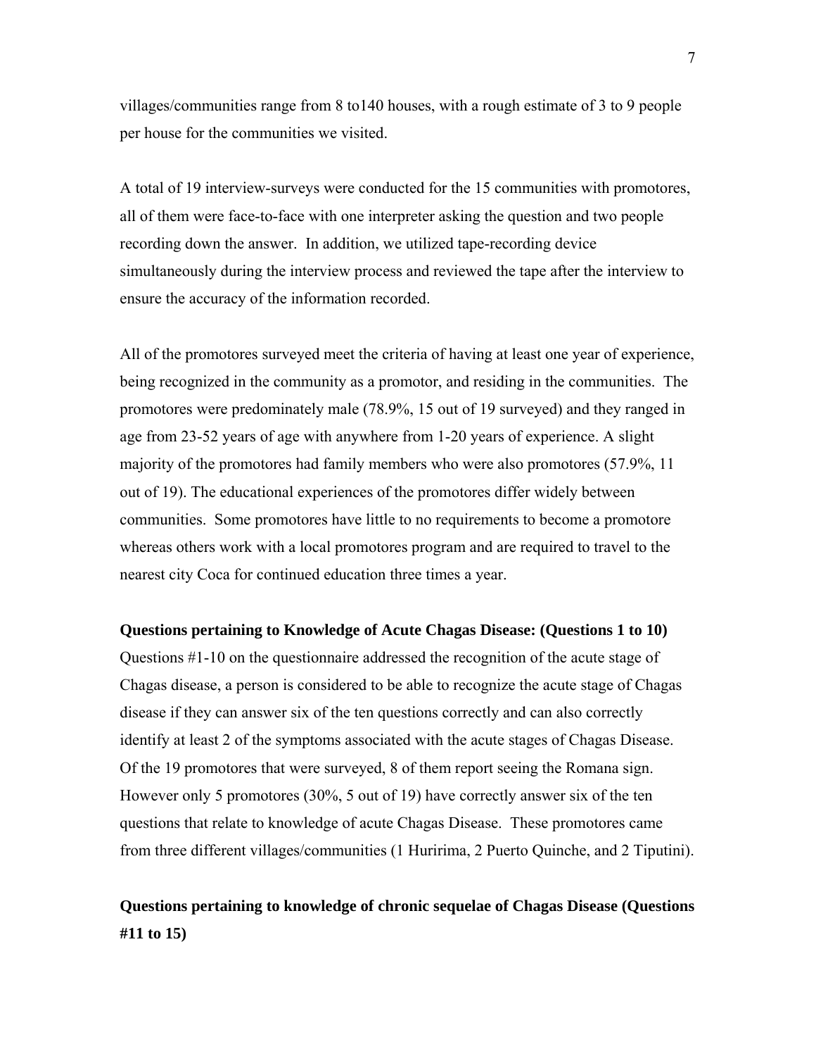villages/communities range from 8 to140 houses, with a rough estimate of 3 to 9 people per house for the communities we visited.

A total of 19 interview-surveys were conducted for the 15 communities with promotores, all of them were face-to-face with one interpreter asking the question and two people recording down the answer. In addition, we utilized tape-recording device simultaneously during the interview process and reviewed the tape after the interview to ensure the accuracy of the information recorded.

All of the promotores surveyed meet the criteria of having at least one year of experience, being recognized in the community as a promotor, and residing in the communities. The promotores were predominately male (78.9%, 15 out of 19 surveyed) and they ranged in age from 23-52 years of age with anywhere from 1-20 years of experience. A slight majority of the promotores had family members who were also promotores (57.9%, 11 out of 19). The educational experiences of the promotores differ widely between communities. Some promotores have little to no requirements to become a promotore whereas others work with a local promotores program and are required to travel to the nearest city Coca for continued education three times a year.

**Questions pertaining to Knowledge of Acute Chagas Disease: (Questions 1 to 10)**

Questions #1-10 on the questionnaire addressed the recognition of the acute stage of Chagas disease, a person is considered to be able to recognize the acute stage of Chagas disease if they can answer six of the ten questions correctly and can also correctly identify at least 2 of the symptoms associated with the acute stages of Chagas Disease. Of the 19 promotores that were surveyed, 8 of them report seeing the Romana sign. However only 5 promotores (30%, 5 out of 19) have correctly answer six of the ten questions that relate to knowledge of acute Chagas Disease. These promotores came from three different villages/communities (1 Huririma, 2 Puerto Quinche, and 2 Tiputini).

**Questions pertaining to knowledge of chronic sequelae of Chagas Disease (Questions #11 to 15)**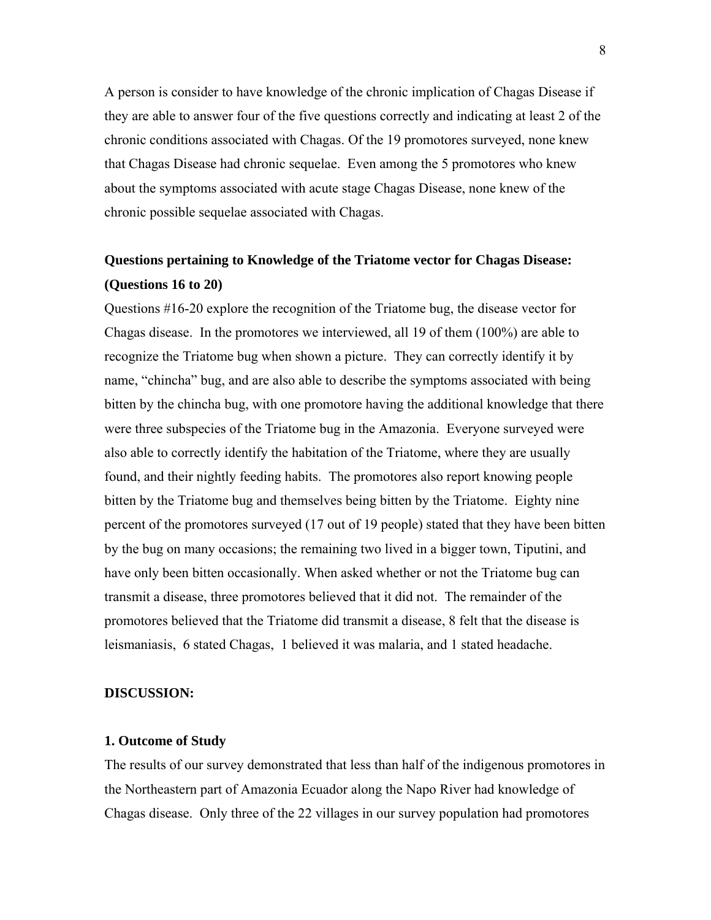A person is consider to have knowledge of the chronic implication of Chagas Disease if they are able to answer four of the five questions correctly and indicating at least 2 of the chronic conditions associated with Chagas. Of the 19 promotores surveyed, none knew that Chagas Disease had chronic sequelae. Even among the 5 promotores who knew about the symptoms associated with acute stage Chagas Disease, none knew of the chronic possible sequelae associated with Chagas.

**Questions pertaining to Knowledge of the Triatome vector for Chagas Disease: (Questions 16 to 20)**

Questions #16-20 explore the recognition of the Triatome bug, the disease vector for Chagas disease. In the promotores we interviewed, all 19 of them (100%) are able to recognize the Triatome bug when shown a picture. They can correctly identify it by name, "chincha" bug, and are also able to describe the symptoms associated with being bitten by the chincha bug, with one promotore having the additional knowledge that there were three subspecies of the Triatome bug in the Amazonia. Everyone surveyed were also able to correctly identify the habitation of the Triatome, where they are usually found, and their nightly feeding habits. The promotores also report knowing people bitten by the Triatome bug and themselves being bitten by the Triatome. Eighty nine percent of the promotores surveyed (17 out of 19 people) stated that they have been bitten by the bug on many occasions; the remaining two lived in a bigger town, Tiputini, and have only been bitten occasionally. When asked whether or not the Triatome bug can transmit a disease, three promotores believed that it did not. The remainder of the promotores believed that the Triatome did transmit a disease, 8 felt that the disease is leismaniasis, 6 stated Chagas, 1 believed it was malaria, and 1 stated headache.

**DISCUSSION:**

**1. Outcome of Study**

The results of our survey demonstrated that less than half of the indigenous promotores in the Northeastern part of Amazonia Ecuador along the Napo River had knowledge of Chagas disease. Only three of the 22 villages in our survey population had promotores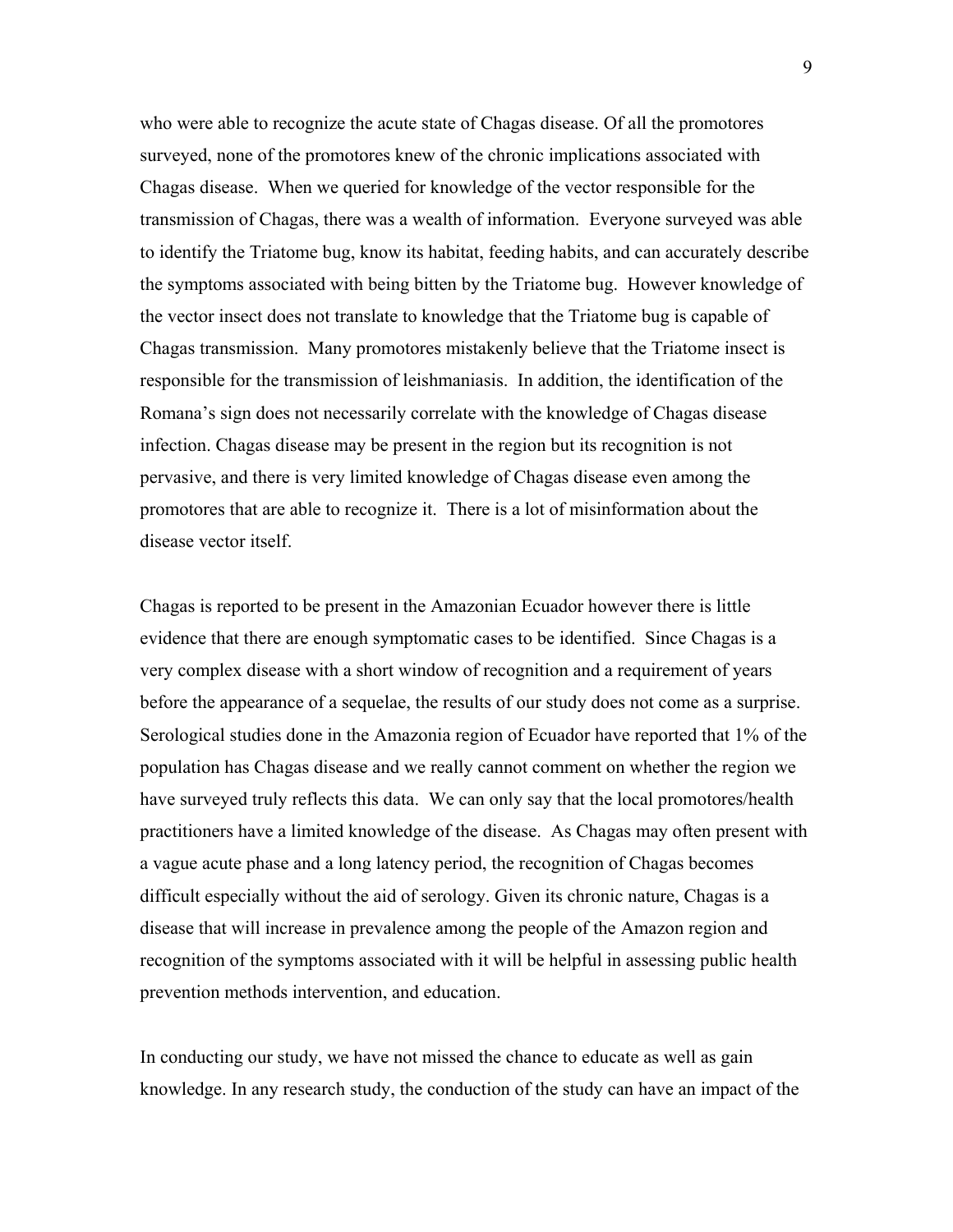who were able to recognize the acute state of Chagas disease. Of all the promotores surveyed, none of the promotores knew of the chronic implications associated with Chagas disease. When we queried for knowledge of the vector responsible for the transmission of Chagas, there was a wealth of information. Everyone surveyed was able to identify the Triatome bug, know its habitat, feeding habits, and can accurately describe the symptoms associated with being bitten by the Triatome bug. However knowledge of the vector insect does not translate to knowledge that the Triatome bug is capable of Chagas transmission. Many promotores mistakenly believe that the Triatome insect is responsible for the transmission of leishmaniasis. In addition, the identification of the Romana's sign does not necessarily correlate with the knowledge of Chagas disease infection. Chagas disease may be present in the region but its recognition is not pervasive, and there is very limited knowledge of Chagas disease even among the promotores that are able to recognize it. There is a lot of misinformation about the disease vector itself.

Chagas is reported to be present in the Amazonian Ecuador however there is little evidence that there are enough symptomatic cases to be identified. Since Chagas is a very complex disease with a short window of recognition and a requirement of years before the appearance of a sequelae, the results of our study does not come as a surprise. Serological studies done in the Amazonia region of Ecuador have reported that 1% of the population has Chagas disease and we really cannot comment on whether the region we have surveyed truly reflects this data. We can only say that the local promotores/health practitioners have a limited knowledge of the disease. As Chagas may often present with a vague acute phase and a long latency period, the recognition of Chagas becomes difficult especially without the aid of serology. Given its chronic nature, Chagas is a disease that will increase in prevalence among the people of the Amazon region and recognition of the symptoms associated with it will be helpful in assessing public health prevention methods intervention, and education.

In conducting our study, we have not missed the chance to educate as well as gain knowledge. In any research study, the conduction of the study can have an impact of the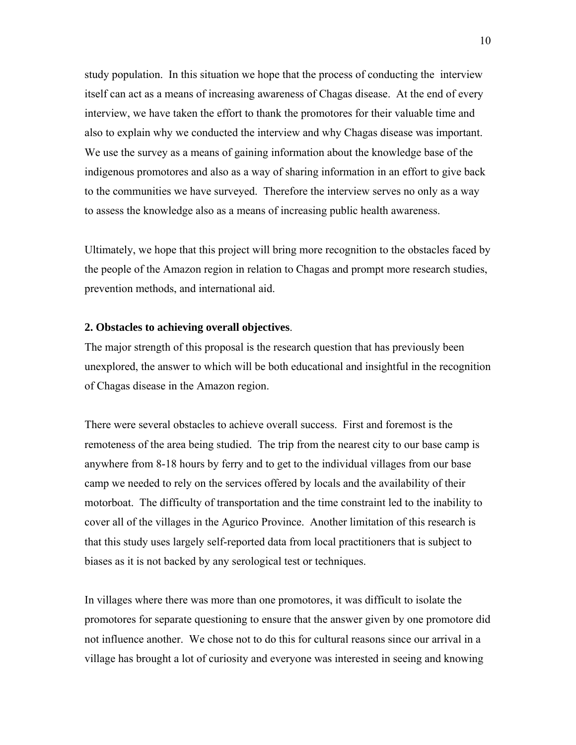study population. In this situation we hope that the process of conducting the interview itself can act as a means of increasing awareness of Chagas disease. At the end of every interview, we have taken the effort to thank the promotores for their valuable time and also to explain why we conducted the interview and why Chagas disease was important. We use the survey as a means of gaining information about the knowledge base of the indigenous promotores and also as a way of sharing information in an effort to give back to the communities we have surveyed. Therefore the interview serves no only as a way to assess the knowledge also as a means of increasing public health awareness.

Ultimately, we hope that this project will bring more recognition to the obstacles faced by the people of the Amazon region in relation to Chagas and prompt more research studies, prevention methods, and international aid.

**2. Obstacles to achieving overall objectives**.

The major strength of this proposal is the research question that has previously been unexplored, the answer to which will be both educational and insightful in the recognition of Chagas disease in the Amazon region.

There were several obstacles to achieve overall success. First and foremost is the remoteness of the area being studied. The trip from the nearest city to our base camp is anywhere from 8-18 hours by ferry and to get to the individual villages from our base camp we needed to rely on the services offered by locals and the availability of their motorboat. The difficulty of transportation and the time constraint led to the inability to cover all of the villages in the Agurico Province. Another limitation of this research is that this study uses largely self-reported data from local practitioners that is subject to biases as it is not backed by any serological test or techniques.

In villages where there was more than one promotores, it was difficult to isolate the promotores for separate questioning to ensure that the answer given by one promotore did not influence another. We chose not to do this for cultural reasons since our arrival in a village has brought a lot of curiosity and everyone was interested in seeing and knowing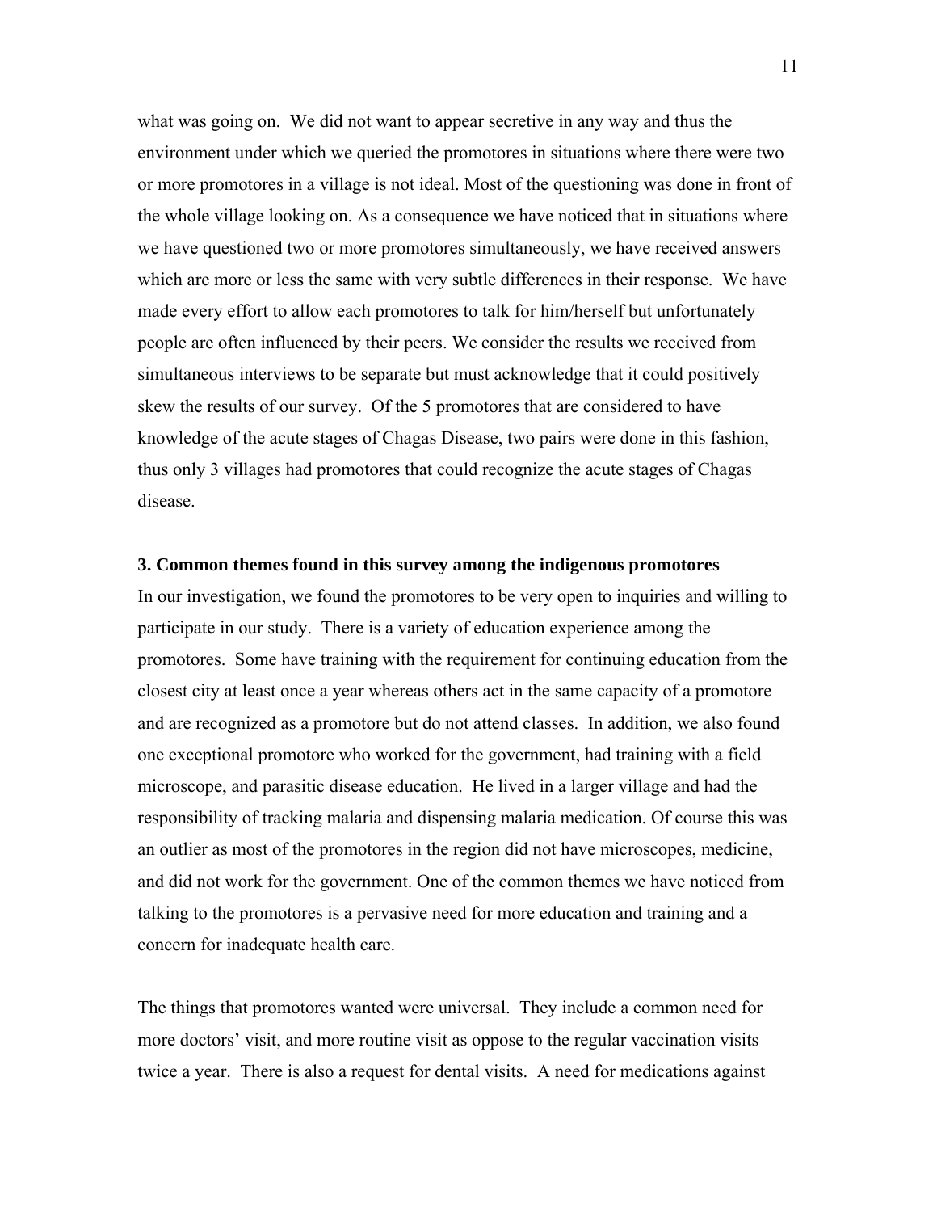what was going on. We did not want to appear secretive in any way and thus the environment under which we queried the promotores in situations where there were two or more promotores in a village is not ideal. Most of the questioning was done in front of the whole village looking on. As a consequence we have noticed that in situations where we have questioned two or more promotores simultaneously, we have received answers which are more or less the same with very subtle differences in their response. We have made every effort to allow each promotores to talk for him/herself but unfortunately people are often influenced by their peers. We consider the results we received from simultaneous interviews to be separate but must acknowledge that it could positively skew the results of our survey. Of the 5 promotores that are considered to have knowledge of the acute stages of Chagas Disease, two pairs were done in this fashion, thus only 3 villages had promotores that could recognize the acute stages of Chagas disease.

### 3. Common themes found in this survey among the indigenous promotores

In our investigation, we found the promotores to be very open to inquiries and willing to participate in our study. There is a variety of education experience among the promotores. Some have training with the requirement for continuing education from the closest city at least once a year whereas others act in the same capacity of a promotore and are recognized as a promotore but do not attend classes. In addition, we also found one exceptional promotore who worked for the government, had training with a field microscope, and parasitic disease education. He lived in a larger village and had the responsibility of tracking malaria and dispensing malaria medication. Of course this was an outlier as most of the promotores in the region did not have microscopes, medicine, and did not work for the government. One of the common themes we have noticed from talking to the promotores is a pervasive need for more education and training and a concern for inadequate health care.

The things that promotores wanted were universal. They include a common need for more doctors' visit, and more routine visit as oppose to the regular vaccination visits twice a year. There is also a request for dental visits. A need for medications against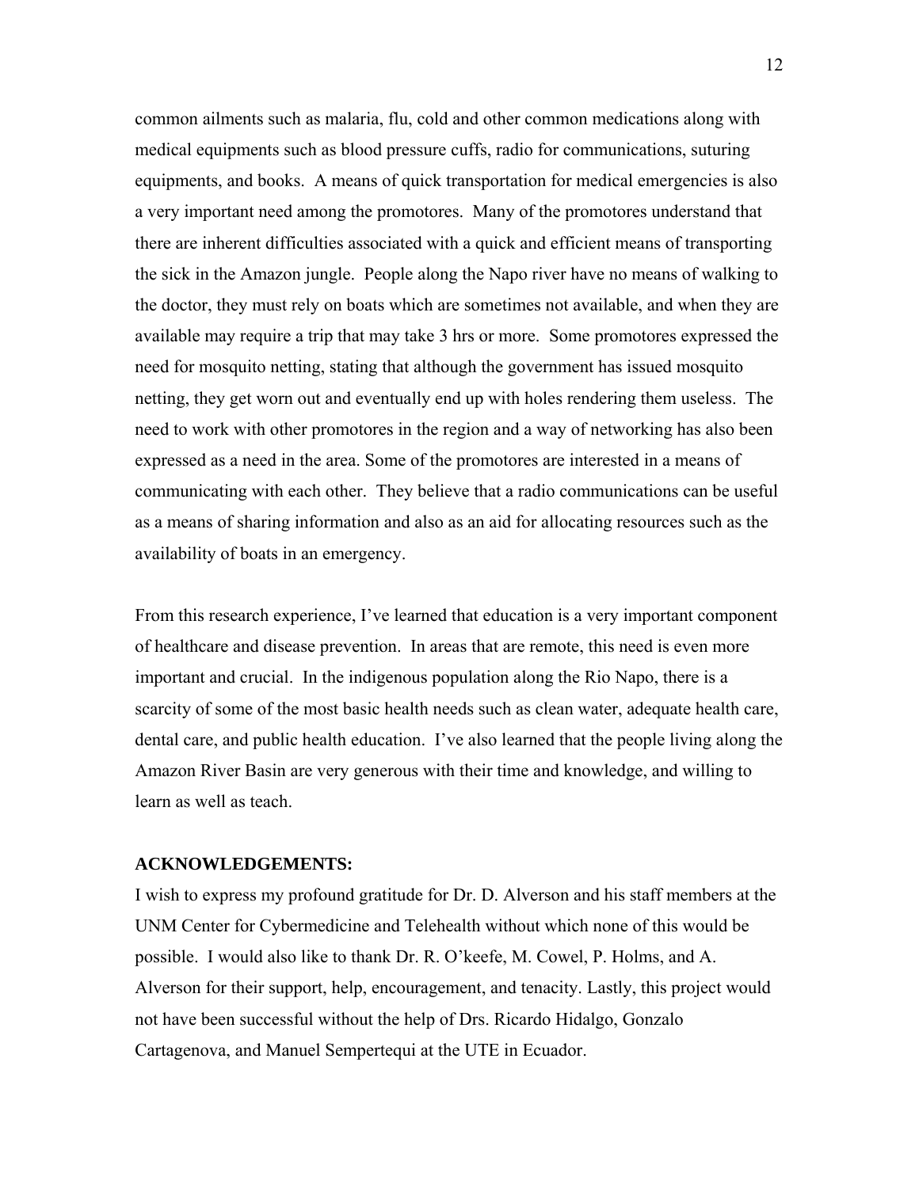common ailments such as malaria, flu, cold and other common medications along with medical equipments such as blood pressure cuffs, radio for communications, suturing equipments, and books. A means of quick transportation for medical emergencies is also a very important need among the promotores. Many of the promotores understand that there are inherent difficulties associated with a quick and efficient means of transporting the sick in the Amazon jungle. People along the Napo river have no means of walking to the doctor, they must rely on boats which are sometimes not available, and when they are available may require a trip that may take 3 hrs or more. Some promotores expressed the need for mosquito netting, stating that although the government has issued mosquito netting, they get worn out and eventually end up with holes rendering them useless. The need to work with other promotores in the region and a way of networking has also been expressed as a need in the area. Some of the promotores are interested in a means of communicating with each other. They believe that a radio communications can be useful as a means of sharing information and also as an aid for allocating resources such as the availability of boats in an emergency.

From this research experience, I've learned that education is a very important component of healthcare and disease prevention. In areas that are remote, this need is even more important and crucial. In the indigenous population along the Rio Napo, there is a scarcity of some of the most basic health needs such as clean water, adequate health care, dental care, and public health education. I've also learned that the people living along the Amazon River Basin are very generous with their time and knowledge, and willing to learn as well as teach.

**ACKNOWLEDGEMENTS:**

I wish to express my profound gratitude for Dr. D. Alverson and his staff members at the UNM Center for Cybermedicine and Telehealth without which none of this would be possible. I would also like to thank Dr. R. O'keefe, M. Cowel, P. Holms, and A. Alverson for their support, help, encouragement, and tenacity. Lastly, this project would not have been successful without the help of Drs. Ricardo Hidalgo, Gonzalo Cartagenova, and Manuel Sempertequi at the UTE in Ecuador.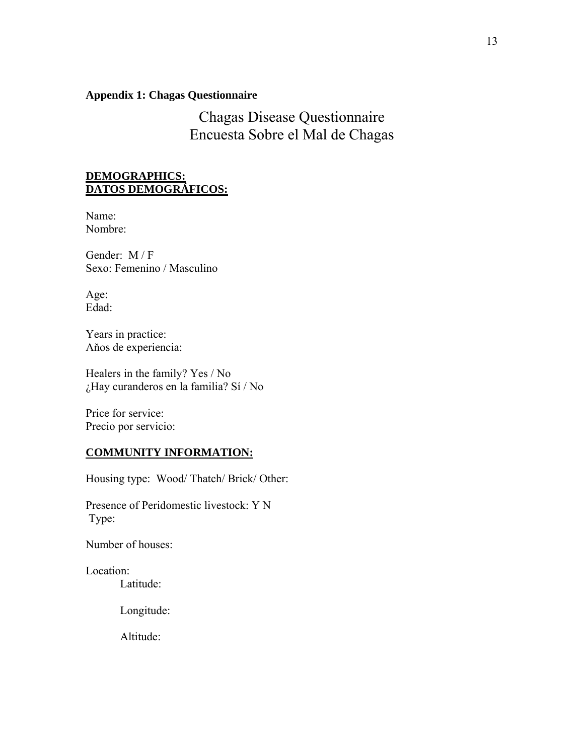**Appendix 1: Chagas Questionnaire**

# Chagas Disease Questionnaire
# Encuesta Sobre el Mal de Chagas

**DEMOGRAPHICS:**
**DATOS DEMOGRÁFICOS:**

Name:
Nombre:

Gender: M / F
Sexo: Femenino / Masculino

Age:
Edad:

Years in practice:
Aňos de experiencia:

Healers in the family? Yes / No
¿Hay curanderos en la familia? Sí / No

Price for service:
Precio por servicio:

**COMMUNITY INFORMATION:**

Housing type: Wood/ Thatch/ Brick/ Other:

Presence of Peridomestic livestock: Y N
Type:

Number of houses:

Location:
- Latitude:
- Longitude:
- Altitude: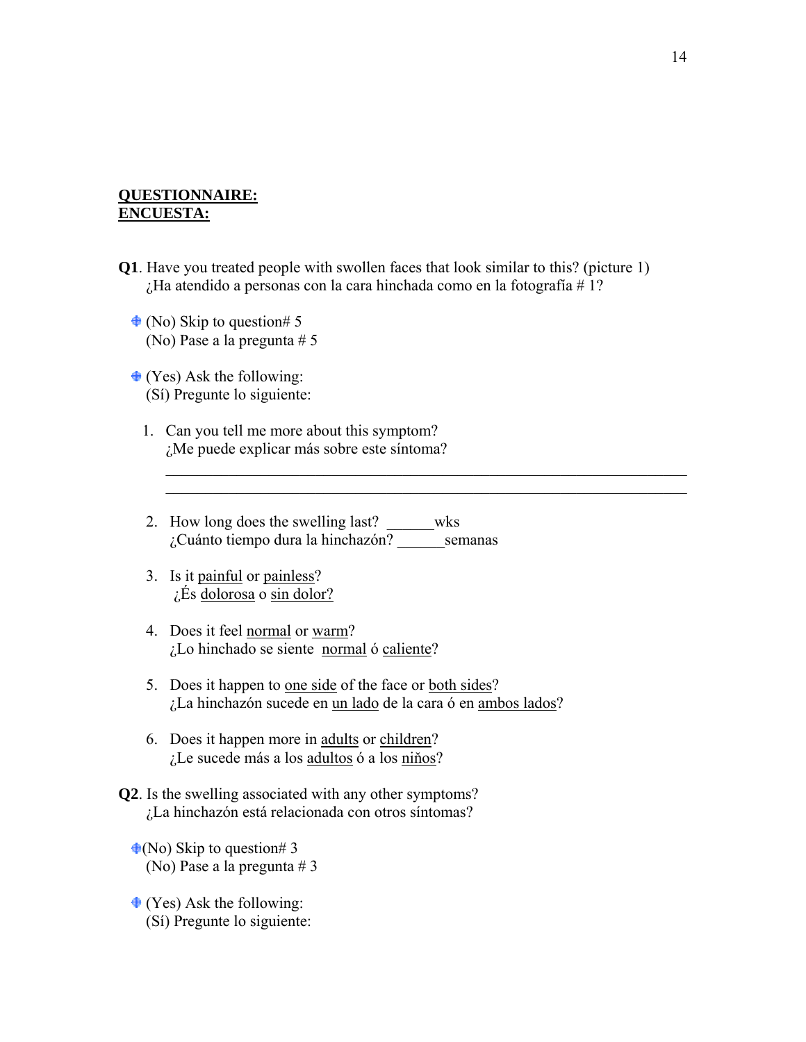**QUESTIONNAIRE:**
**ENCUESTA:**

**Q1**. Have you treated people with swollen faces that look similar to this? (picture 1)
¿Ha atendido a personas con la cara hinchada como en la fotografía # 1?

- (No) Skip to question# 5
  (No) Pase a la pregunta # 5

- (Yes) Ask the following:
  (Sí) Pregunte lo siguiente:

1. Can you tell me more about this symptom?
   ¿Me puede explicar más sobre este síntoma?
   ______________________________________________________________________
   ______________________________________________________________________

2. How long does the swelling last? ______wks
   ¿Cuánto tiempo dura la hinchazón? ______semanas

3. Is it painful or painless?
   ¿És dolorosa o sin dolor?

4. Does it feel normal or warm?
   ¿Lo hinchado se siente normal ó caliente?

5. Does it happen to one side of the face or both sides?
   ¿La hinchazón sucede en un lado de la cara ó en ambos lados?

6. Does it happen more in adults or children?
   ¿Le sucede más a los adultos ó a los niňos?

**Q2**. Is the swelling associated with any other symptoms?
¿La hinchazón está relacionada con otros síntomas?

- (No) Skip to question# 3
  (No) Pase a la pregunta # 3

- (Yes) Ask the following:
  (Sí) Pregunte lo siguiente: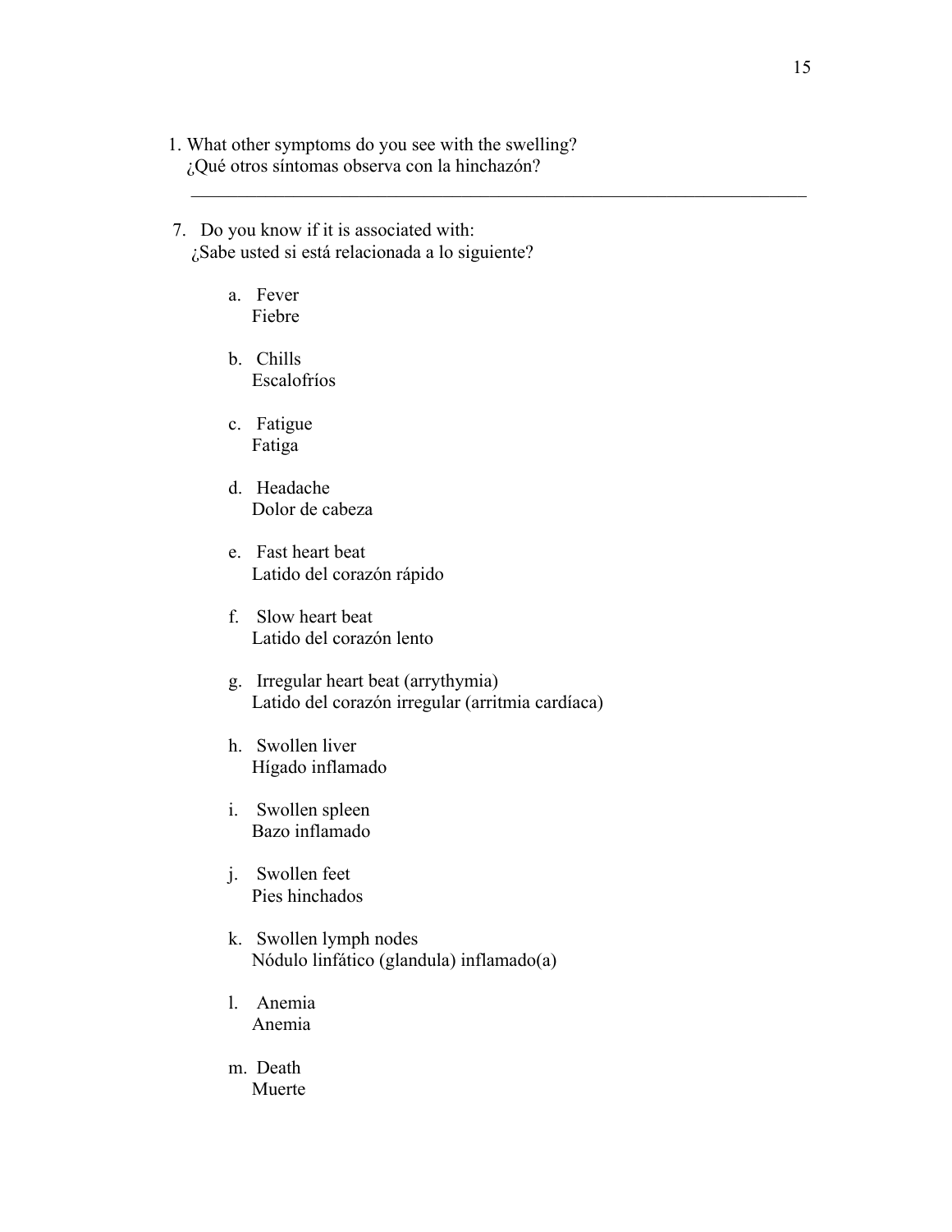1. What other symptoms do you see with the swelling?
   ¿Qué otros síntomas observa con la hinchazón?

   ______________________________________________________________________

7. Do you know if it is associated with:
   ¿Sabe usted si está relacionada a lo siguiente?

   a. Fever
      Fiebre

   b. Chills
      Escalofríos

   c. Fatigue
      Fatiga

   d. Headache
      Dolor de cabeza

   e. Fast heart beat
      Latido del corazón rápido

   f. Slow heart beat
      Latido del corazón lento

   g. Irregular heart beat (arrythymia)
      Latido del corazón irregular (arritmia cardíaca)

   h. Swollen liver
      Hígado inflamado

   i. Swollen spleen
      Bazo inflamado

   j. Swollen feet
      Pies hinchados

   k. Swollen lymph nodes
      Nódulo linfático (glandula) inflamado(a)

   l. Anemia
      Anemia

   m. Death
      Muerte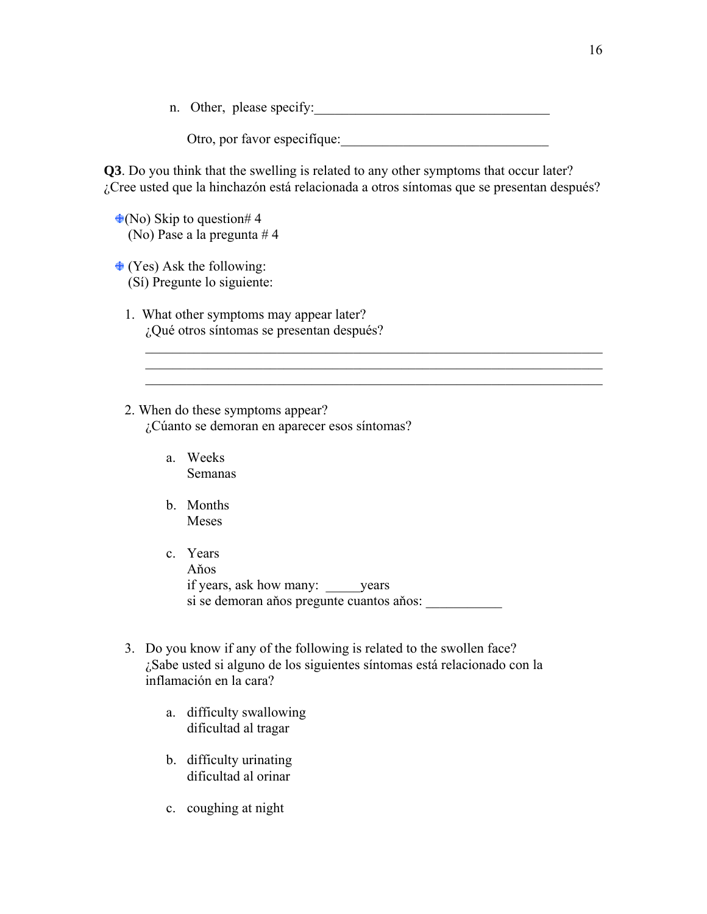n. Other, please specify:___________________________________

Otro, por favor especifique:_______________________________

**Q3**. Do you think that the swelling is related to any other symptoms that occur later?
¿Cree usted que la hinchazón está relacionada a otros síntomas que se presentan después?

- (No) Skip to question# 4
  (No) Pase a la pregunta # 4

- (Yes) Ask the following:
  (Sí) Pregunte lo siguiente:

1. What other symptoms may appear later?
   ¿Qué otros síntomas se presentan después?

   _______________________________________________________________________
   _______________________________________________________________________
   _______________________________________________________________________

2. When do these symptoms appear?
   ¿Cúanto se demoran en aparecer esos síntomas?

   a. Weeks
      Semanas

   b. Months
      Meses

   c. Years
      Aňos
      if years, ask how many: _____years
      si se demoran aňos pregunte cuantos aňos: ___________

3. Do you know if any of the following is related to the swollen face?
   ¿Sabe usted si alguno de los siguientes síntomas está relacionado con la inflamación en la cara?

   a. difficulty swallowing
      dificultad al tragar

   b. difficulty urinating
      dificultad al orinar

   c. coughing at night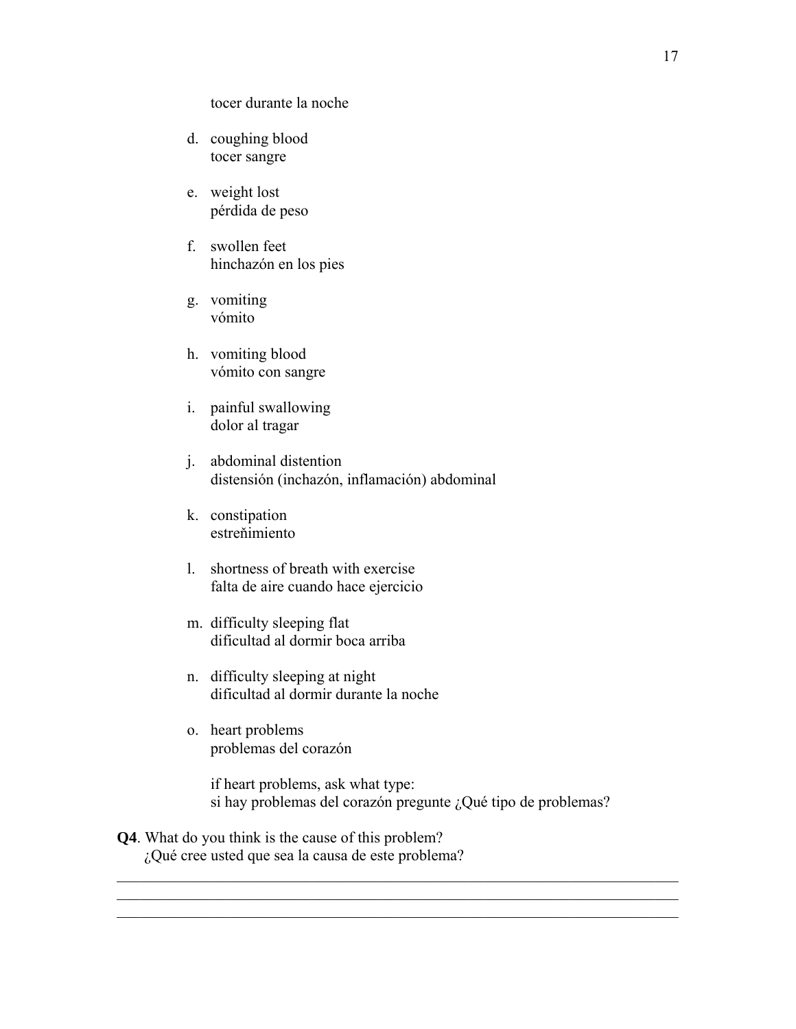tocer durante la noche

d. coughing blood
   tocer sangre

e. weight lost
   pérdida de peso

f. swollen feet
   hinchazón en los pies

g. vomiting
   vómito

h. vomiting blood
   vómito con sangre

i. painful swallowing
   dolor al tragar

j. abdominal distention
   distensión (inchazón, inflamación) abdominal

k. constipation
   estreňimiento

l. shortness of breath with exercise
   falta de aire cuando hace ejercicio

m. difficulty sleeping flat
   dificultad al dormir boca arriba

n. difficulty sleeping at night
   dificultad al dormir durante la noche

o. heart problems
   problemas del corazón

   if heart problems, ask what type:
   si hay problemas del corazón pregunte ¿Qué tipo de problemas?

**Q4**. What do you think is the cause of this problem?
¿Qué cree usted que sea la causa de este problema?

_______________________________________________________________________________
_______________________________________________________________________________
_______________________________________________________________________________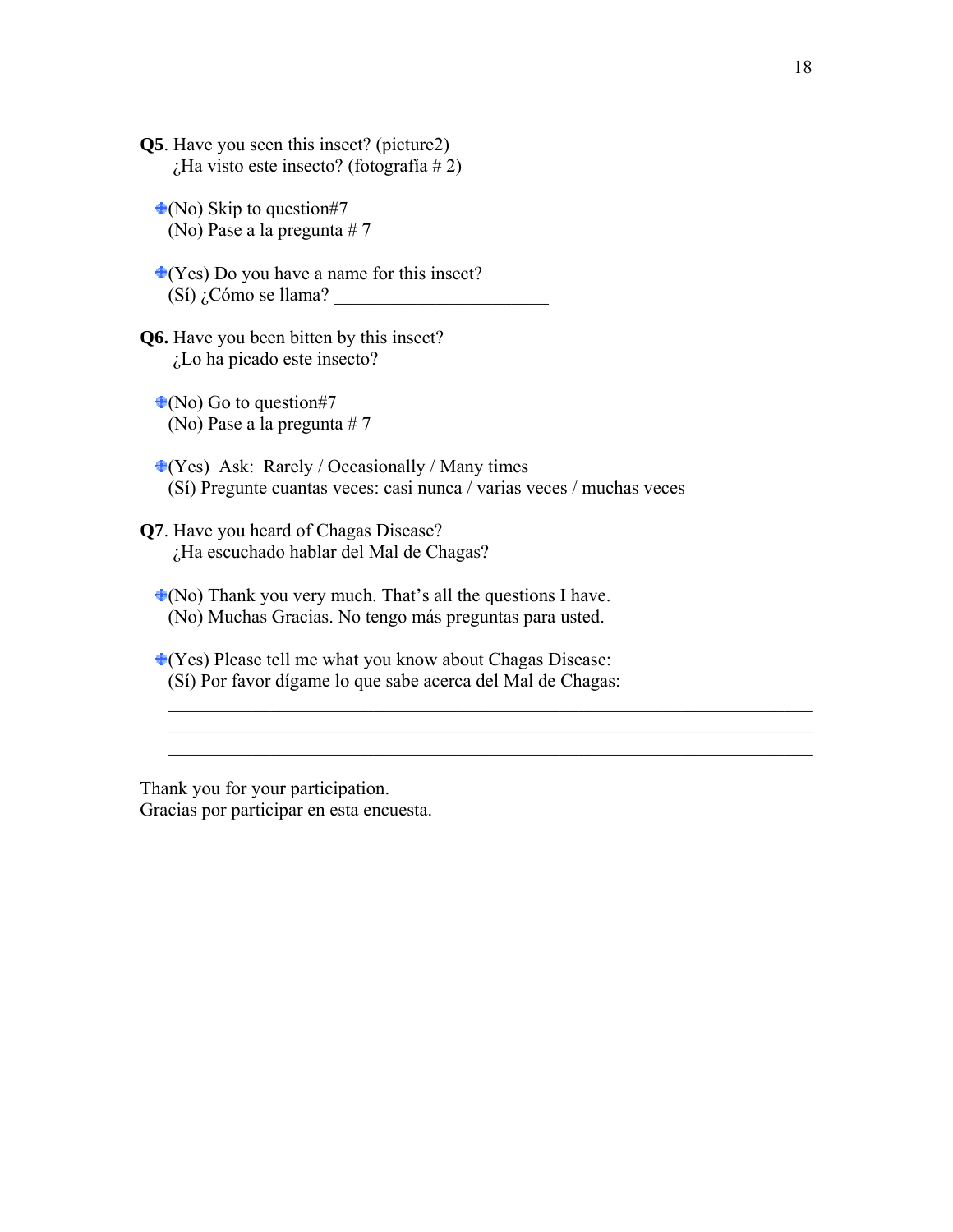**Q5**. Have you seen this insect? (picture2)
¿Ha visto este insecto? (fotografía # 2)

- (No) Skip to question#7
  (No) Pase a la pregunta # 7

- (Yes) Do you have a name for this insect?
  (Sí) ¿Cómo se llama? ______________________

**Q6.** Have you been bitten by this insect?
¿Lo ha picado este insecto?

- (No) Go to question#7
  (No) Pase a la pregunta # 7

- (Yes) Ask: Rarely / Occasionally / Many times
  (Sí) Pregunte cuantas veces: casi nunca / varias veces / muchas veces

**Q7**. Have you heard of Chagas Disease?
¿Ha escuchado hablar del Mal de Chagas?

- (No) Thank you very much. That's all the questions I have.
  (No) Muchas Gracias. No tengo más preguntas para usted.

- (Yes) Please tell me what you know about Chagas Disease:
  (Sí) Por favor dígame lo que sabe acerca del Mal de Chagas:

  ________________________________________________________________
  ________________________________________________________________
  ________________________________________________________________

Thank you for your participation.
Gracias por participar en esta encuesta.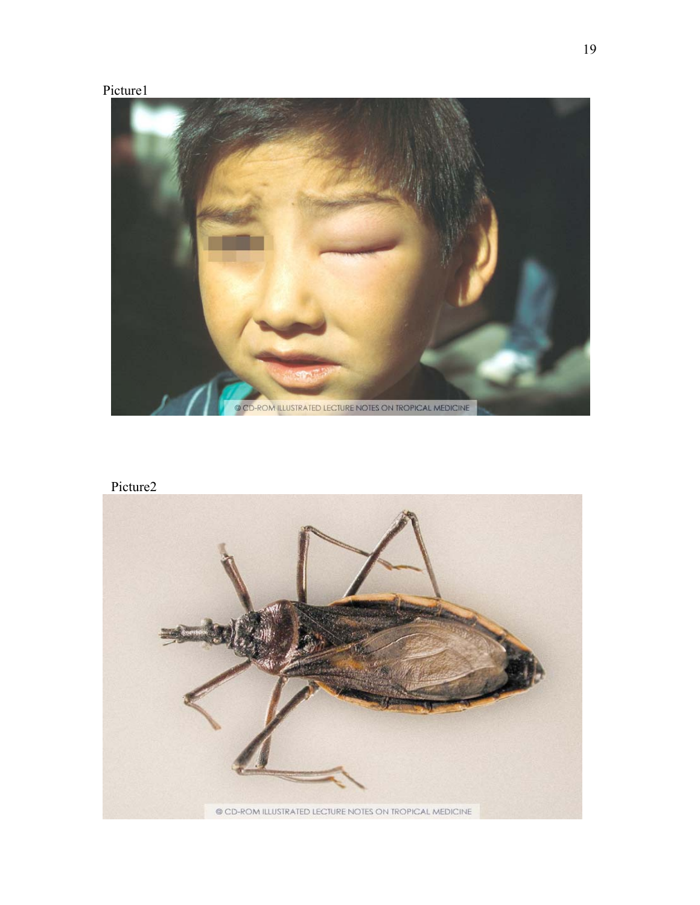Picture1

Picture2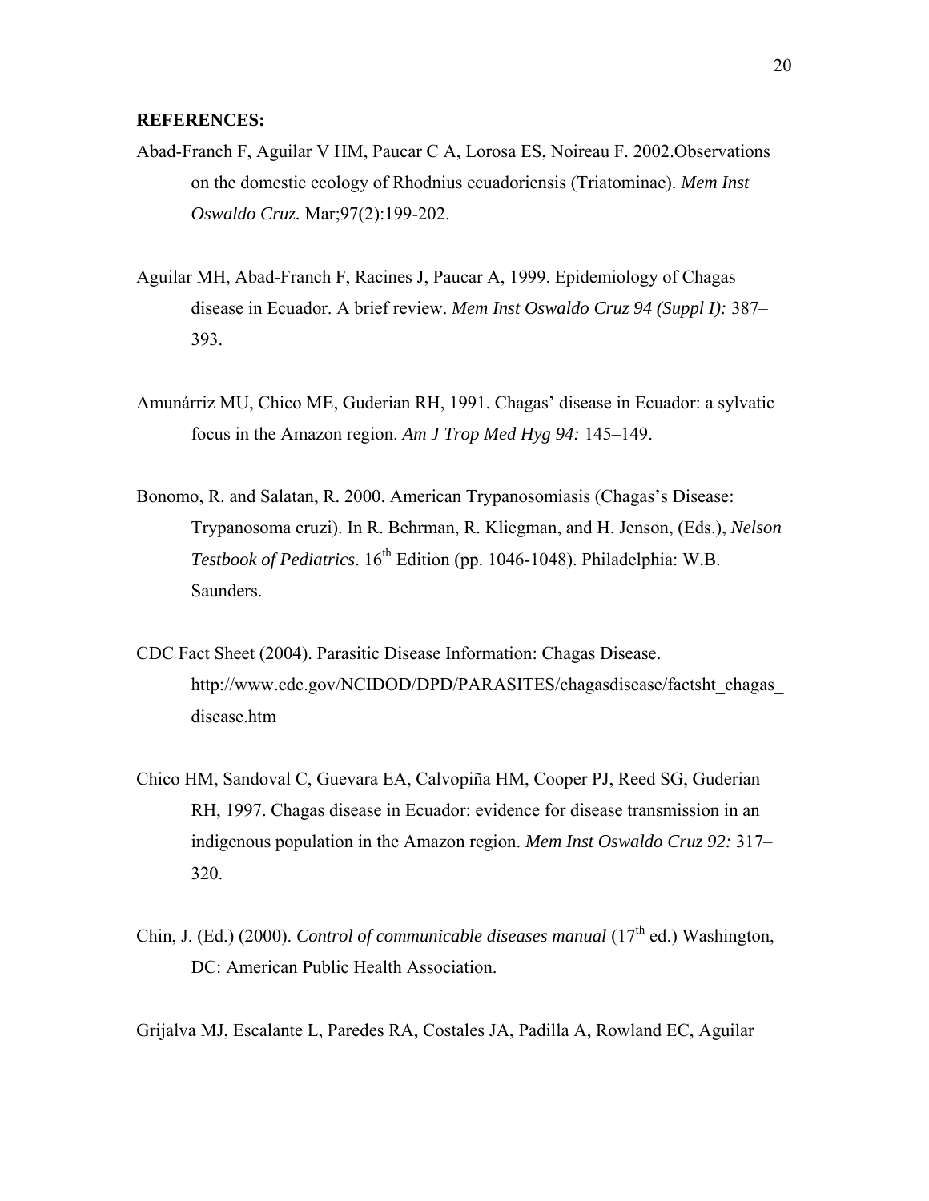**REFERENCES:**

Abad-Franch F, Aguilar V HM, Paucar C A, Lorosa ES, Noireau F. 2002.Observations on the domestic ecology of Rhodnius ecuadoriensis (Triatominae). *Mem Inst Oswaldo Cruz.* Mar;97(2):199-202.

Aguilar MH, Abad-Franch F, Racines J, Paucar A, 1999. Epidemiology of Chagas disease in Ecuador. A brief review. *Mem Inst Oswaldo Cruz 94 (Suppl I):* 387–393.

Amunárriz MU, Chico ME, Guderian RH, 1991. Chagas' disease in Ecuador: a sylvatic focus in the Amazon region. *Am J Trop Med Hyg 94:* 145–149.

Bonomo, R. and Salatan, R. 2000. American Trypanosomiasis (Chagas's Disease: Trypanosoma cruzi). In R. Behrman, R. Kliegman, and H. Jenson, (Eds.), *Nelson Testbook of Pediatrics*. 16th Edition (pp. 1046-1048). Philadelphia: W.B. Saunders.

CDC Fact Sheet (2004). Parasitic Disease Information: Chagas Disease. http://www.cdc.gov/NCIDOD/DPD/PARASITES/chagasdisease/factsht_chagas_disease.htm

Chico HM, Sandoval C, Guevara EA, Calvopiña HM, Cooper PJ, Reed SG, Guderian RH, 1997. Chagas disease in Ecuador: evidence for disease transmission in an indigenous population in the Amazon region. *Mem Inst Oswaldo Cruz 92:* 317–320.

Chin, J. (Ed.) (2000). *Control of communicable diseases manual* (17th ed.) Washington, DC: American Public Health Association.

Grijalva MJ, Escalante L, Paredes RA, Costales JA, Padilla A, Rowland EC, Aguilar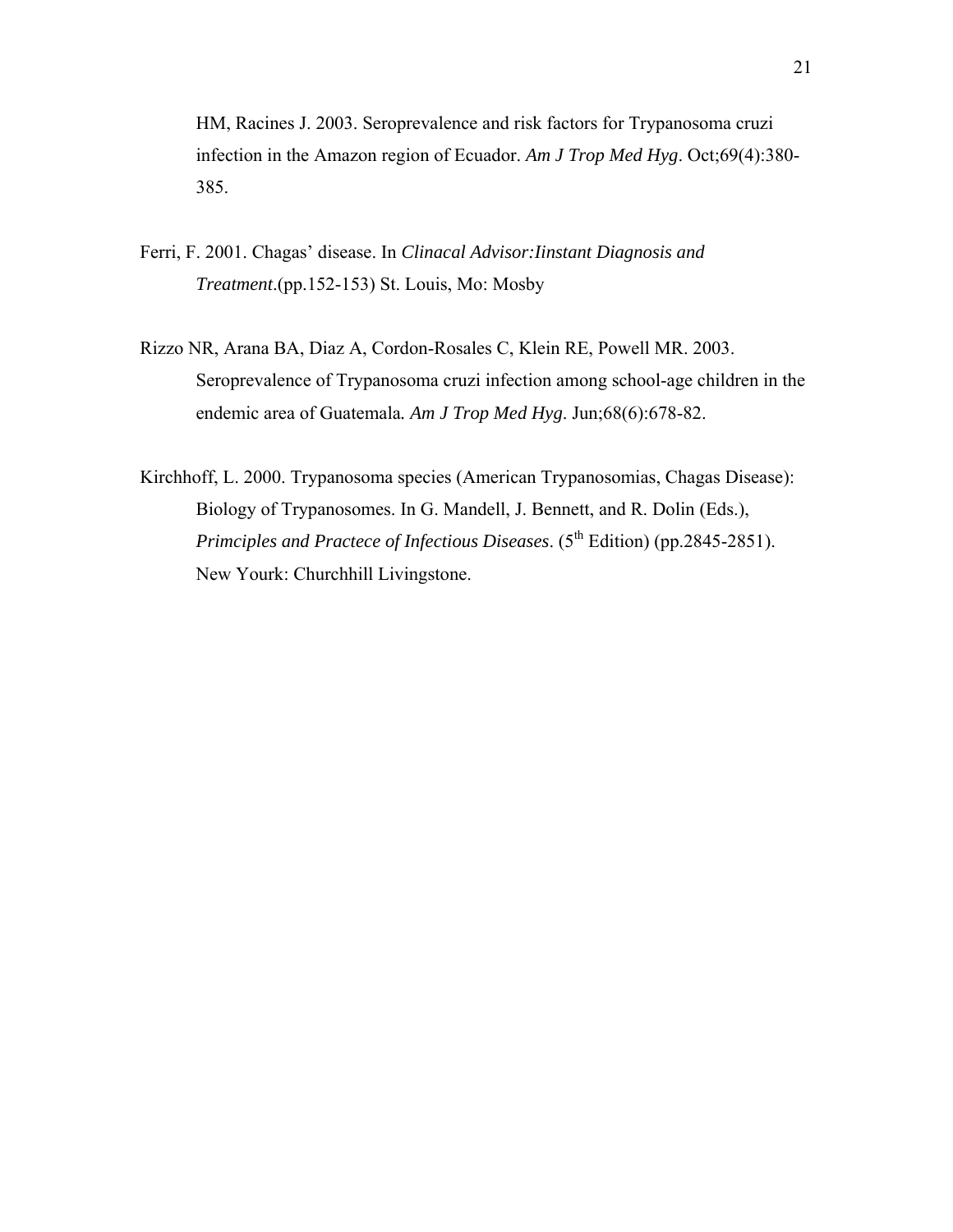HM, Racines J. 2003. Seroprevalence and risk factors for Trypanosoma cruzi infection in the Amazon region of Ecuador. *Am J Trop Med Hyg*. Oct;69(4):380-385.

Ferri, F. 2001. Chagas' disease. In *Clinacal Advisor:Iinstant Diagnosis and Treatment*.(pp.152-153) St. Louis, Mo: Mosby

Rizzo NR, Arana BA, Diaz A, Cordon-Rosales C, Klein RE, Powell MR. 2003. Seroprevalence of Trypanosoma cruzi infection among school-age children in the endemic area of Guatemala*. Am J Trop Med Hyg*. Jun;68(6):678-82.

Kirchhoff, L. 2000. Trypanosoma species (American Trypanosomias, Chagas Disease): Biology of Trypanosomes. In G. Mandell, J. Bennett, and R. Dolin (Eds.), *Primciples and Practece of Infectious Diseases*. (5th Edition) (pp.2845-2851). New Yourk: Churchhill Livingstone.